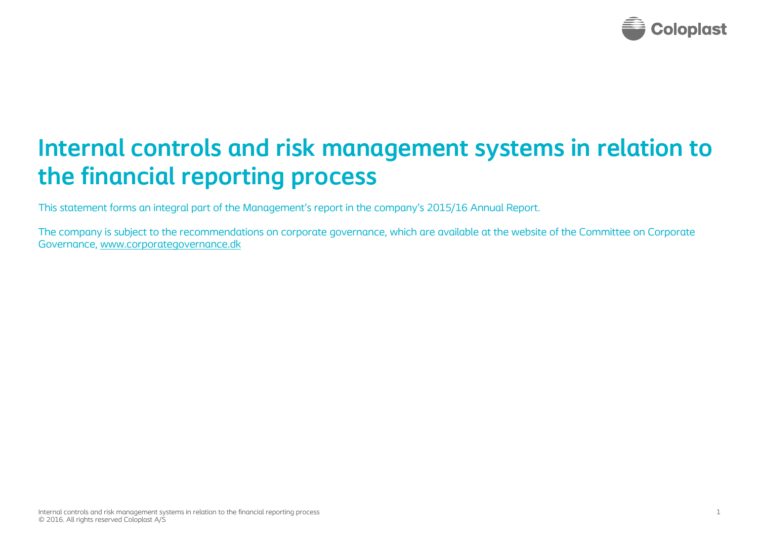# Internal controls and risk management systems in relation to the financial reporting process

This statement forms an integral part of the Management's report in the company's 2015/16 Annual Report.

The company is subject to the recommendations on corporate governance, which are available at the website of the Committee on Corporate Governance, www.corporategovernance.dk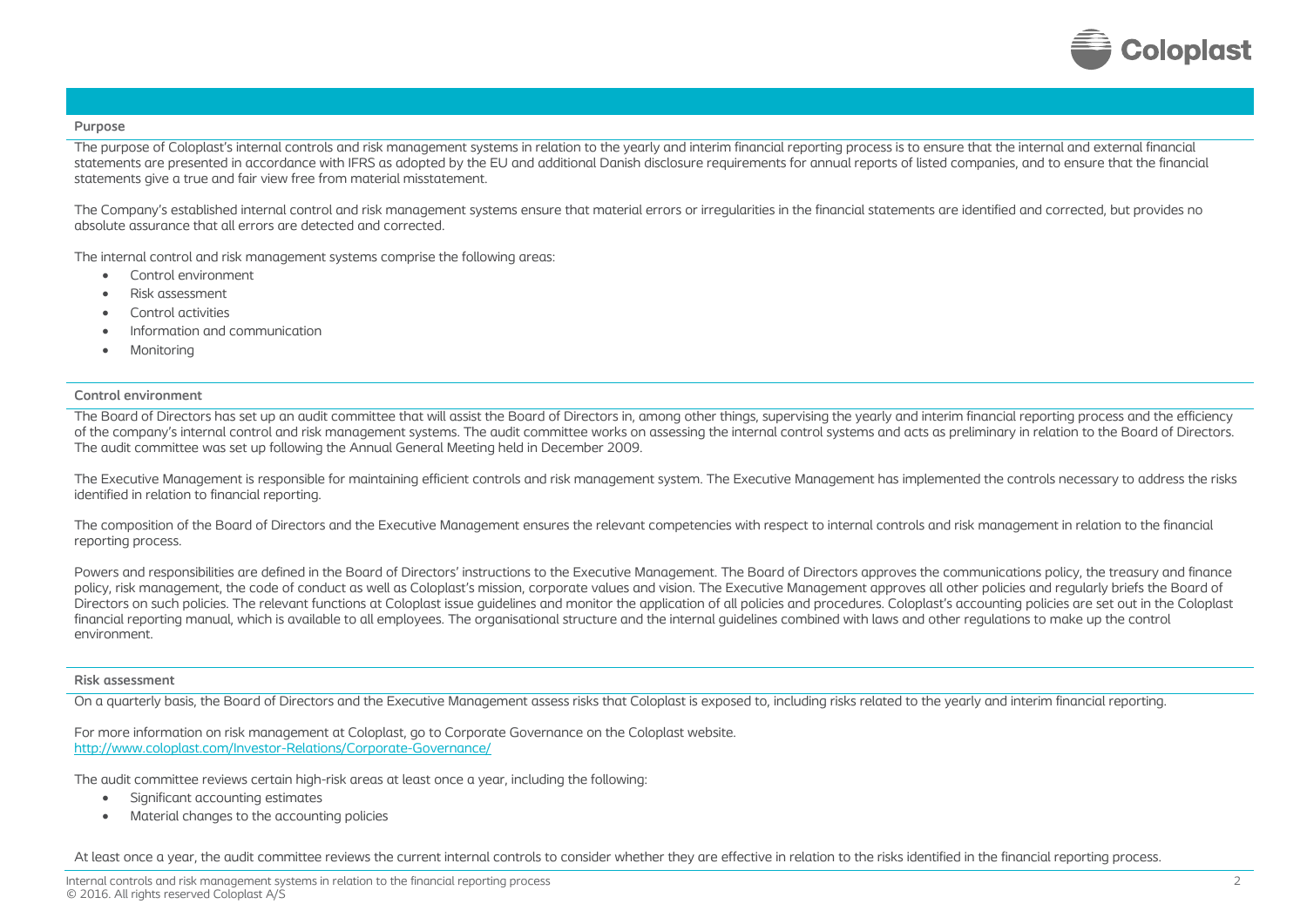## Purpose

The purpose of Coloplast's internal controls and risk management systems in relation to the yearly and interim financial reporting process is to ensure that the internal and external financial statements are presented in accordance with IFRS as adopted by the EU and additional Danish disclosure requirements for annual reports of listed companies, and to ensure that the financial statements give a true and fair view free from material misstatement.

The Company's established internal control and risk management systems ensure that material errors or irregularities in the financial statements are identified and corrected, but provides no absolute assurance that all errors are detected and corrected.

The internal control and risk management systems comprise the following areas:

- Control environment
- Risk assessment
- Control activities
- Information and communication
- Monitoring

## Control environment

The Board of Directors has set up an audit committee that will assist the Board of Directors in, among other things, supervising the yearly and interim financial reporting process and the efficiency of the company's internal control and risk management systems. The audit committee works on assessing the internal control systems and acts as preliminary in relation to the Board of Directors. The audit committee was set up following the Annual General Meeting held in December 2009.

The Executive Management is responsible for maintaining efficient controls and risk management system. The Executive Management has implemented the controls necessary to address the risks identified in relation to financial reporting.

The composition of the Board of Directors and the Executive Management ensures the relevant competencies with respect to internal controls and risk management in relation to the financial reporting process.

Powers and responsibilities are defined in the Board of Directors' instructions to the Executive Management. The Board of Directors approves the communications policy, the treasury and finance policy, risk management, the code of conduct as well as Coloplast's mission, corporate values and vision. The Executive Management approves all other policies and regularly briefs the Board of Directors on such policies. The relevant functions at Coloplast issue guidelines and monitor the application of all policies and procedures. Coloplast's accounting policies are set out in the Coloplast financial reporting manual, which is available to all employees. The organisational structure and the internal guidelines combined with laws and other regulations to make up the control environment.

## Risk assessment

On a quarterly basis, the Board of Directors and the Executive Management assess risks that Coloplast is exposed to, including risks related to the yearly and interim financial reporting.

For more information on risk management at Coloplast, go to Corporate Governance on the Coloplast website.
http://www.coloplast.com/Investor-Relations/Corporate-Governance/

The audit committee reviews certain high-risk areas at least once a year, including the following:

- Significant accounting estimates
- Material changes to the accounting policies

At least once a year, the audit committee reviews the current internal controls to consider whether they are effective in relation to the risks identified in the financial reporting process.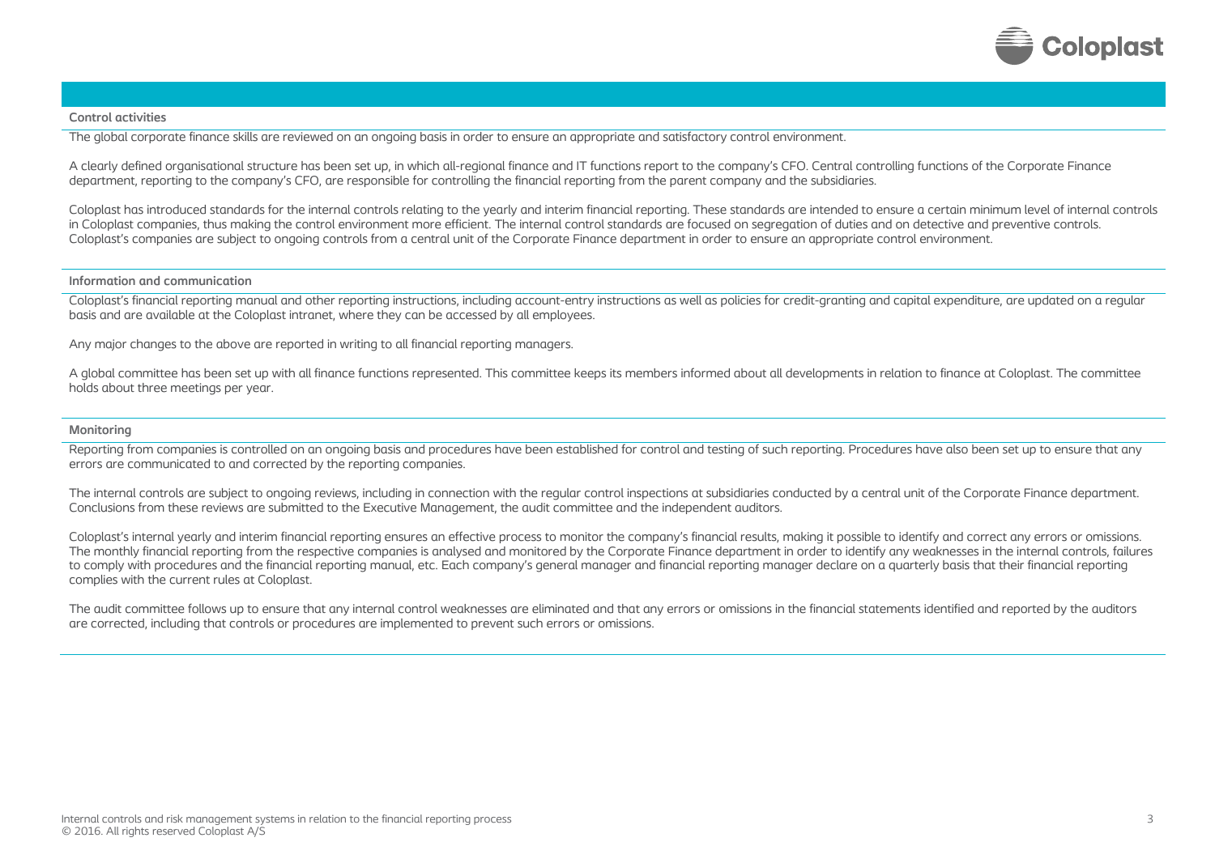## Control activities

The global corporate finance skills are reviewed on an ongoing basis in order to ensure an appropriate and satisfactory control environment.

A clearly defined organisational structure has been set up, in which all-regional finance and IT functions report to the company's CFO. Central controlling functions of the Corporate Finance department, reporting to the company's CFO, are responsible for controlling the financial reporting from the parent company and the subsidiaries.

Coloplast has introduced standards for the internal controls relating to the yearly and interim financial reporting. These standards are intended to ensure a certain minimum level of internal controls in Coloplast companies, thus making the control environment more efficient. The internal control standards are focused on segregation of duties and on detective and preventive controls. Coloplast's companies are subject to ongoing controls from a central unit of the Corporate Finance department in order to ensure an appropriate control environment.

## Information and communication

Coloplast's financial reporting manual and other reporting instructions, including account-entry instructions as well as policies for credit-granting and capital expenditure, are updated on a regular basis and are available at the Coloplast intranet, where they can be accessed by all employees.

Any major changes to the above are reported in writing to all financial reporting managers.

A global committee has been set up with all finance functions represented. This committee keeps its members informed about all developments in relation to finance at Coloplast. The committee holds about three meetings per year.

## Monitoring

Reporting from companies is controlled on an ongoing basis and procedures have been established for control and testing of such reporting. Procedures have also been set up to ensure that any errors are communicated to and corrected by the reporting companies.

The internal controls are subject to ongoing reviews, including in connection with the regular control inspections at subsidiaries conducted by a central unit of the Corporate Finance department. Conclusions from these reviews are submitted to the Executive Management, the audit committee and the independent auditors.

Coloplast's internal yearly and interim financial reporting ensures an effective process to monitor the company's financial results, making it possible to identify and correct any errors or omissions. The monthly financial reporting from the respective companies is analysed and monitored by the Corporate Finance department in order to identify any weaknesses in the internal controls, failures to comply with procedures and the financial reporting manual, etc. Each company's general manager and financial reporting manager declare on a quarterly basis that their financial reporting complies with the current rules at Coloplast.

The audit committee follows up to ensure that any internal control weaknesses are eliminated and that any errors or omissions in the financial statements identified and reported by the auditors are corrected, including that controls or procedures are implemented to prevent such errors or omissions.